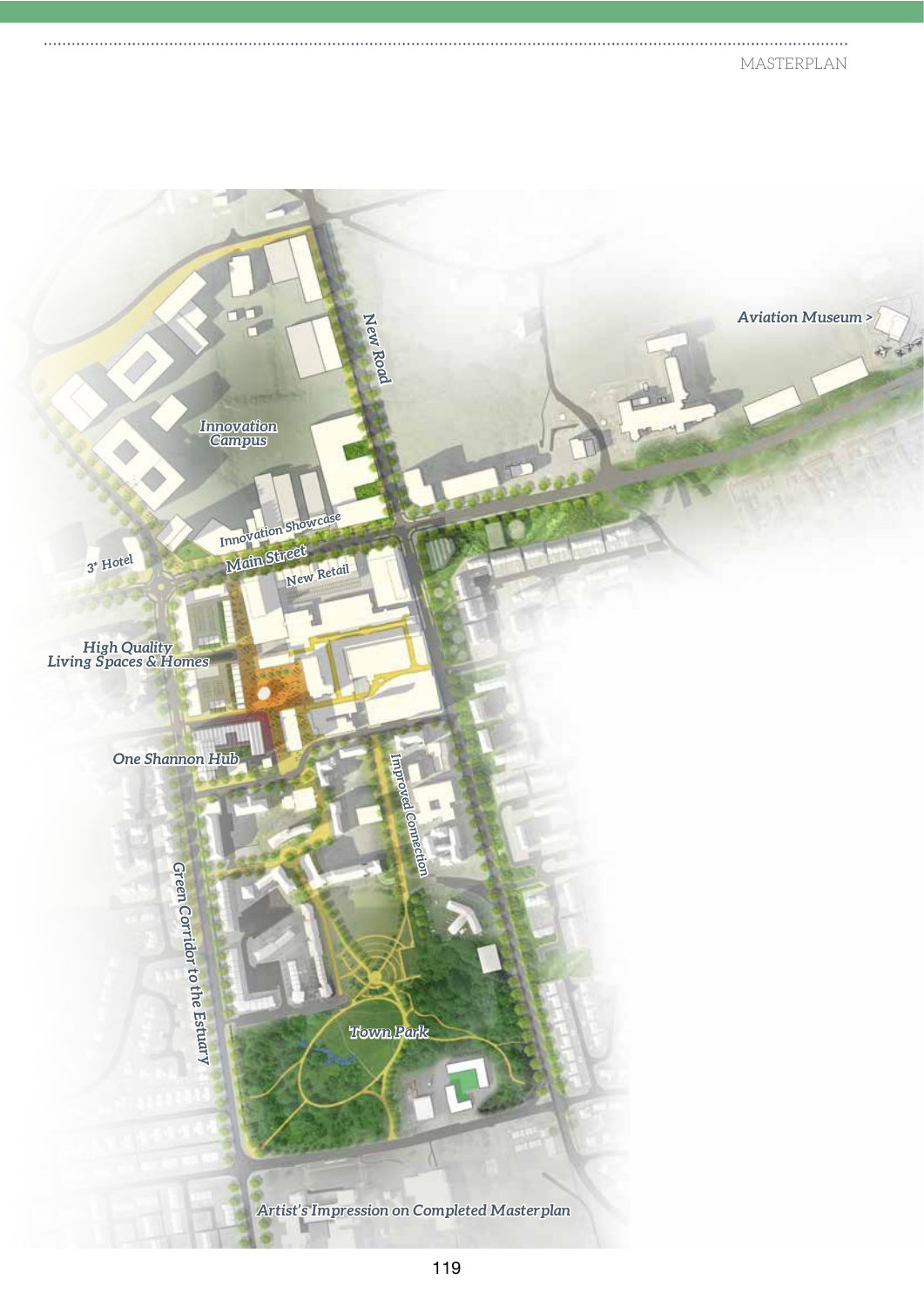New Road

Aviation Museum >

Innovation Campus

Innovation Showcase

3* Hotel

Main Street

New Retail

High Quality Living Spaces & Homes

One Shannon Hub

Improved Connection

Green Corridor to the Estuary

Town Park

Artist's Impression on Completed Masterplan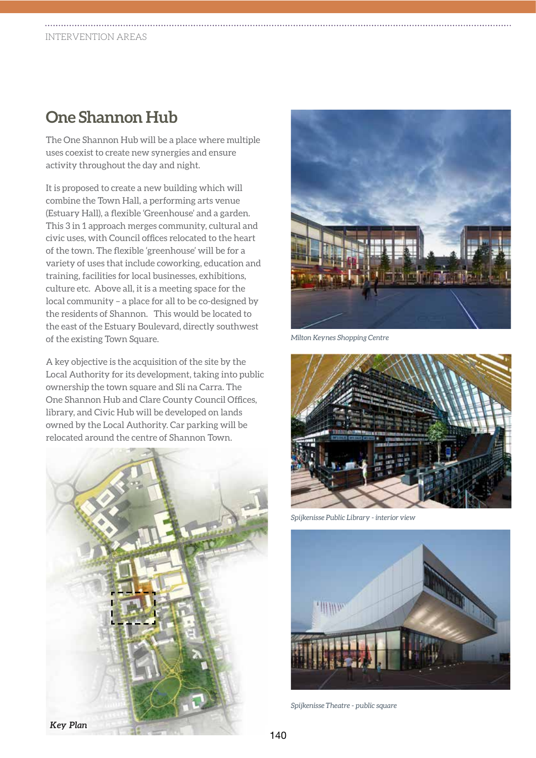## One Shannon Hub

The One Shannon Hub will be a place where multiple uses coexist to create new synergies and ensure activity throughout the day and night.

It is proposed to create a new building which will combine the Town Hall, a performing arts venue (Estuary Hall), a flexible 'Greenhouse' and a garden. This 3 in 1 approach merges community, cultural and civic uses, with Council offices relocated to the heart of the town. The flexible 'greenhouse' will be for a variety of uses that include coworking, education and training, facilities for local businesses, exhibitions, culture etc. Above all, it is a meeting space for the local community – a place for all to be co-designed by the residents of Shannon. This would be located to the east of the Estuary Boulevard, directly southwest of the existing Town Square.

A key objective is the acquisition of the site by the Local Authority for its development, taking into public ownership the town square and Sli na Carra. The One Shannon Hub and Clare County Council Offices, library, and Civic Hub will be developed on lands owned by the Local Authority. Car parking will be relocated around the centre of Shannon Town.

***Key Plan***

*Milton Keynes Shopping Centre*

*Spijkenisse Public Library - interior view*

*Spijkenisse Theatre - public square*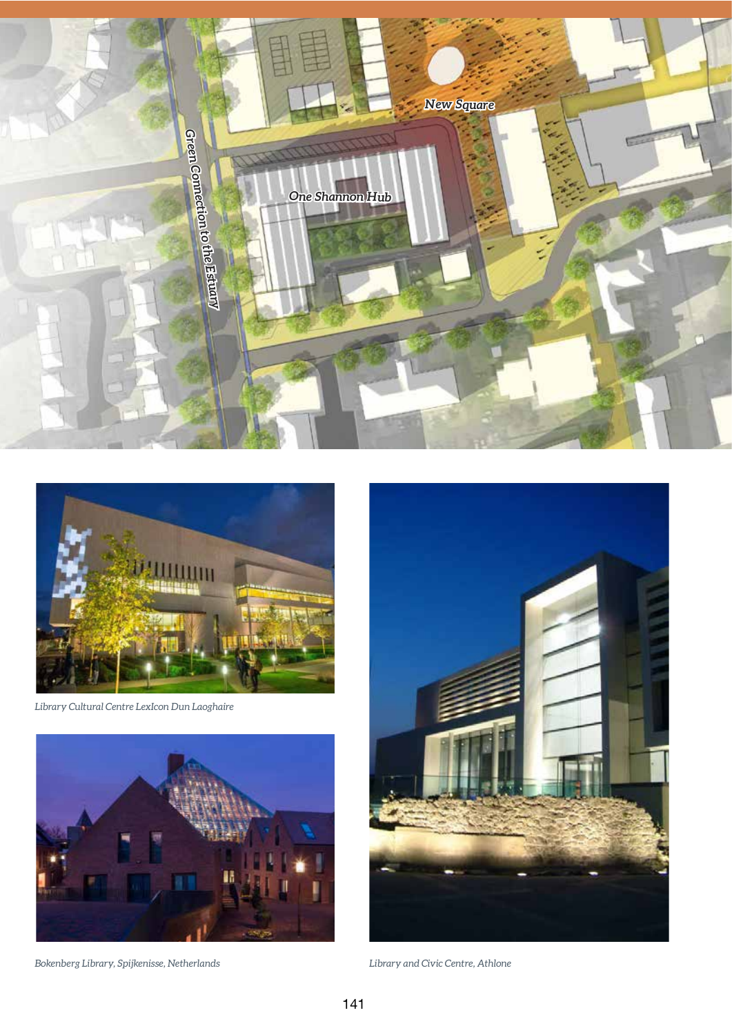New Square

Green Connection to the Estuary

One Shannon Hub

*Library Cultural Centre LexIcon Dun Laoghaire*

*Bokenberg Library, Spijkenisse, Netherlands*

*Library and Civic Centre, Athlone*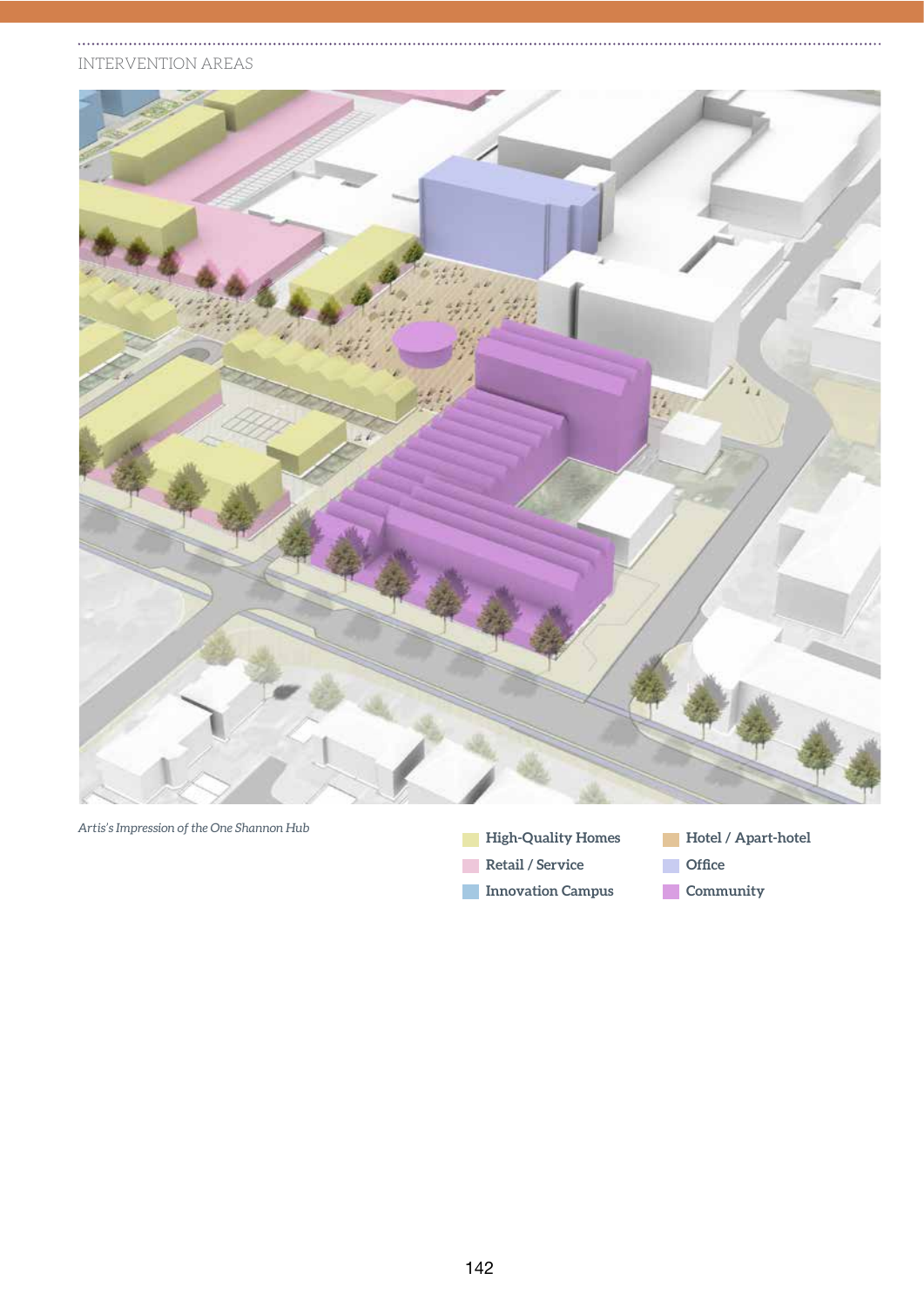INTERVENTION AREAS

*Artis's Impression of the One Shannon Hub*

**High-Quality Homes**
**Retail / Service**
**Innovation Campus**
**Hotel / Apart-hotel**
**Office**
**Community**